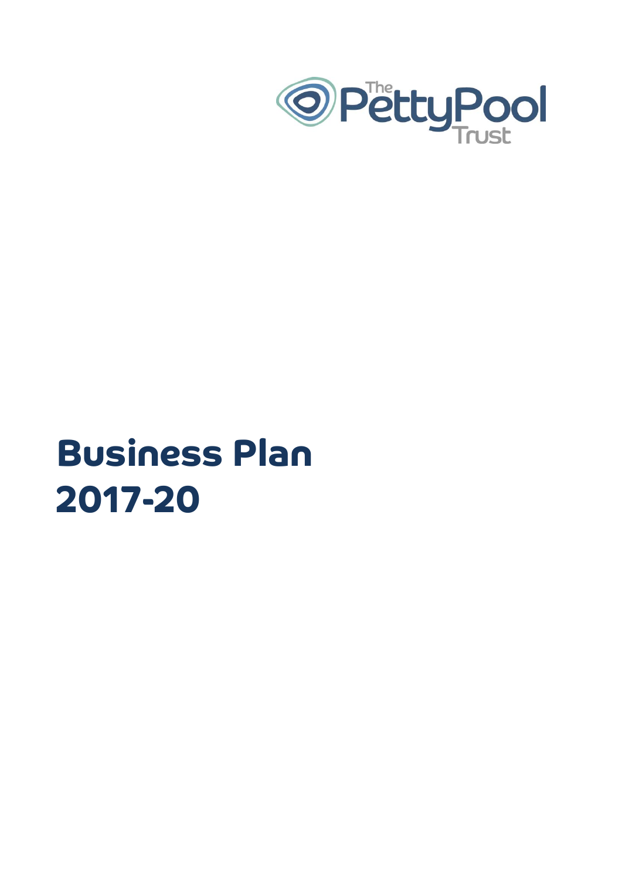The Petty Pool Trust

# Business Plan 2017-20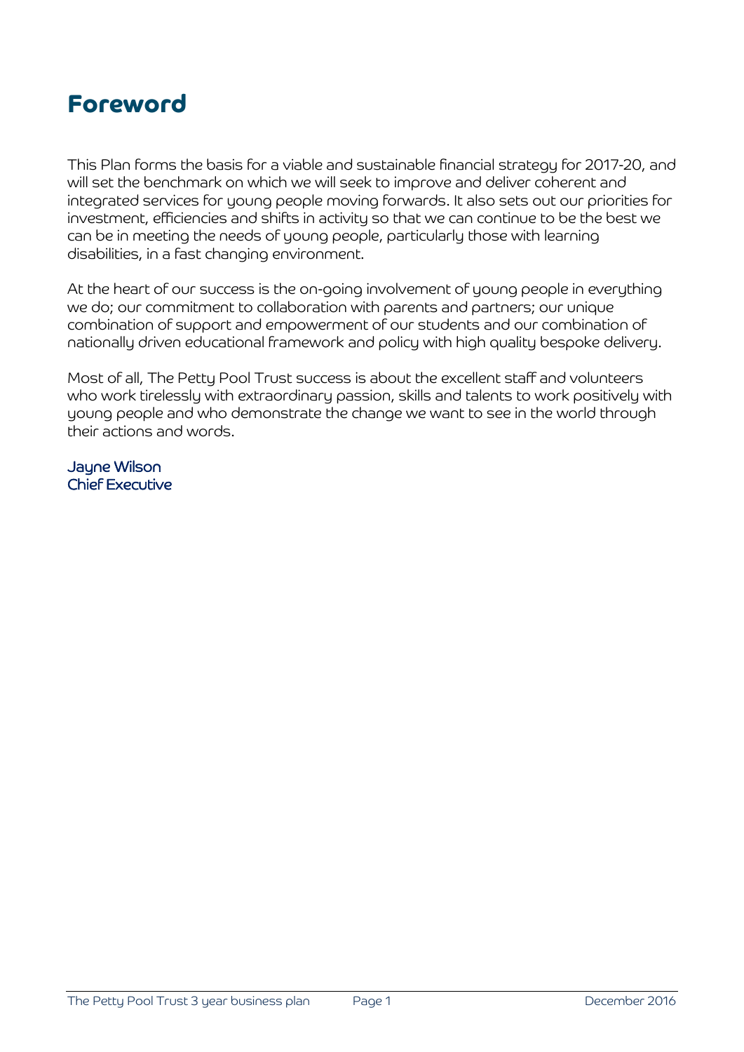# Foreword

This Plan forms the basis for a viable and sustainable financial strategy for 2017-20, and will set the benchmark on which we will seek to improve and deliver coherent and integrated services for young people moving forwards. It also sets out our priorities for investment, efficiencies and shifts in activity so that we can continue to be the best we can be in meeting the needs of young people, particularly those with learning disabilities, in a fast changing environment.

At the heart of our success is the on-going involvement of young people in everything we do; our commitment to collaboration with parents and partners; our unique combination of support and empowerment of our students and our combination of nationally driven educational framework and policy with high quality bespoke delivery.

Most of all, The Petty Pool Trust success is about the excellent staff and volunteers who work tirelessly with extraordinary passion, skills and talents to work positively with young people and who demonstrate the change we want to see in the world through their actions and words.

Jayne Wilson
Chief Executive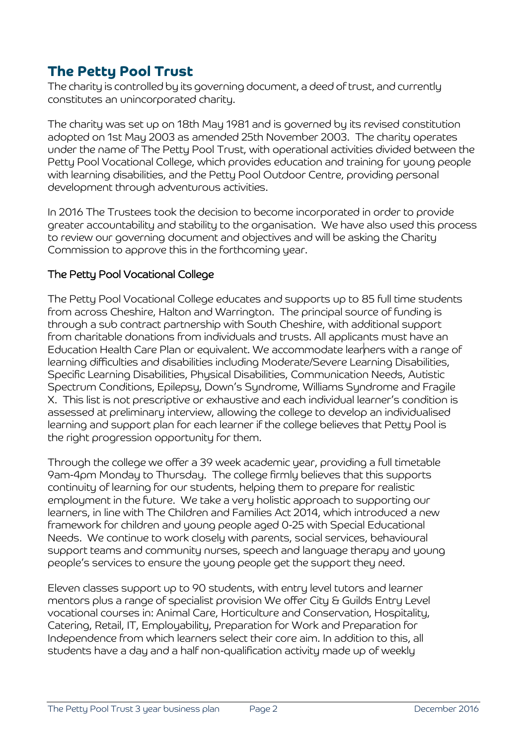# The Petty Pool Trust

The charity is controlled by its governing document, a deed of trust, and currently constitutes an unincorporated charity.

The charity was set up on 18th May 1981 and is governed by its revised constitution adopted on 1st May 2003 as amended 25th November 2003. The charity operates under the name of The Petty Pool Trust, with operational activities divided between the Petty Pool Vocational College, which provides education and training for young people with learning disabilities, and the Petty Pool Outdoor Centre, providing personal development through adventurous activities.

In 2016 The Trustees took the decision to become incorporated in order to provide greater accountability and stability to the organisation. We have also used this process to review our governing document and objectives and will be asking the Charity Commission to approve this in the forthcoming year.

### The Petty Pool Vocational College

The Petty Pool Vocational College educates and supports up to 85 full time students from across Cheshire, Halton and Warrington. The principal source of funding is through a sub contract partnership with South Cheshire, with additional support from charitable donations from individuals and trusts. All applicants must have an Education Health Care Plan or equivalent. We accommodate learners with a range of learning difficulties and disabilities including Moderate/Severe Learning Disabilities, Specific Learning Disabilities, Physical Disabilities, Communication Needs, Autistic Spectrum Conditions, Epilepsy, Down's Syndrome, Williams Syndrome and Fragile X. This list is not prescriptive or exhaustive and each individual learner's condition is assessed at preliminary interview, allowing the college to develop an individualised learning and support plan for each learner if the college believes that Petty Pool is the right progression opportunity for them.

Through the college we offer a 39 week academic year, providing a full timetable 9am-4pm Monday to Thursday. The college firmly believes that this supports continuity of learning for our students, helping them to prepare for realistic employment in the future. We take a very holistic approach to supporting our learners, in line with The Children and Families Act 2014, which introduced a new framework for children and young people aged 0-25 with Special Educational Needs. We continue to work closely with parents, social services, behavioural support teams and community nurses, speech and language therapy and young people's services to ensure the young people get the support they need.

Eleven classes support up to 90 students, with entry level tutors and learner mentors plus a range of specialist provision We offer City & Guilds Entry Level vocational courses in: Animal Care, Horticulture and Conservation, Hospitality, Catering, Retail, IT, Employability, Preparation for Work and Preparation for Independence from which learners select their core aim. In addition to this, all students have a day and a half non-qualification activity made up of weekly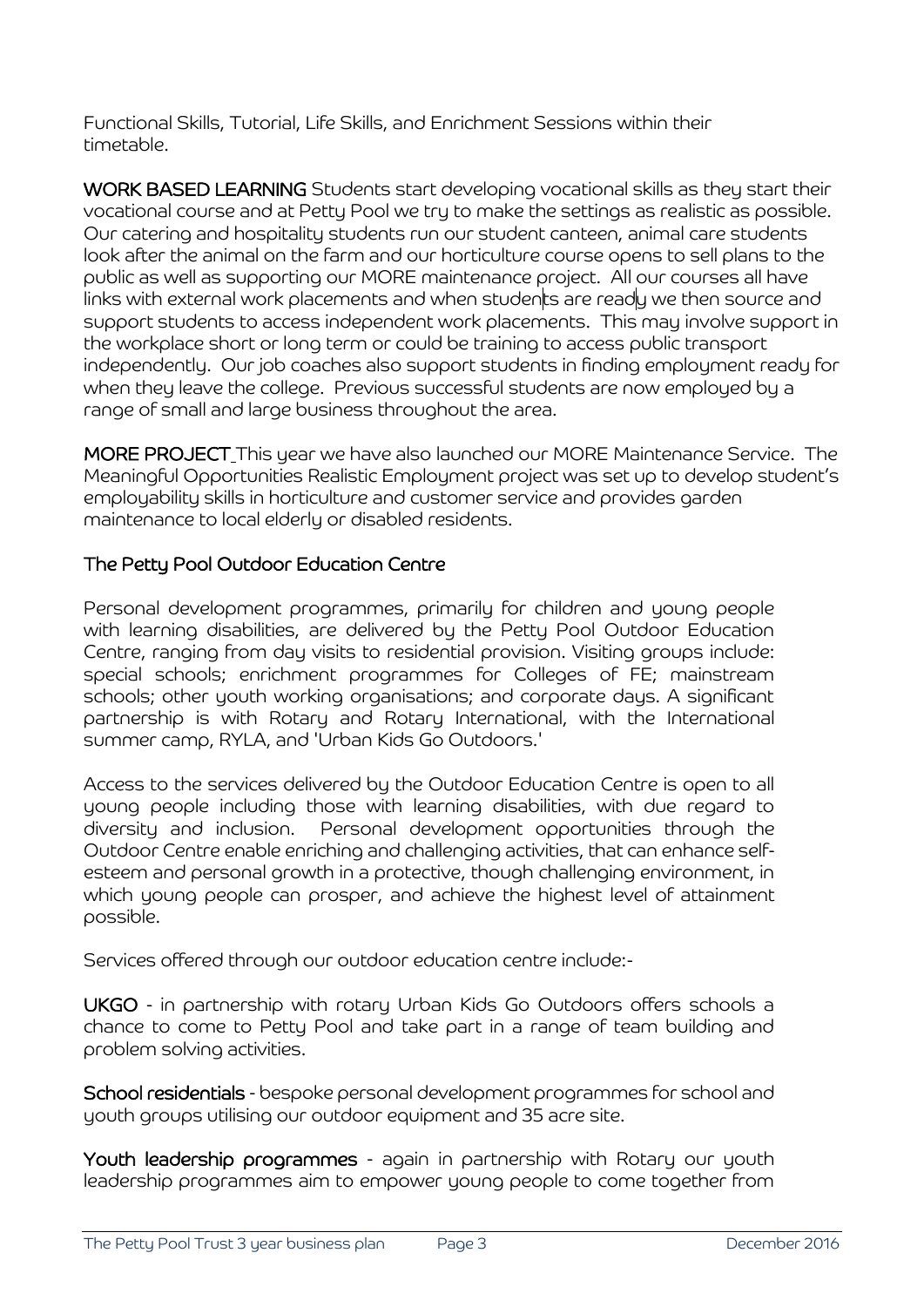Functional Skills, Tutorial, Life Skills, and Enrichment Sessions within their timetable.

**WORK BASED LEARNING** Students start developing vocational skills as they start their vocational course and at Petty Pool we try to make the settings as realistic as possible. Our catering and hospitality students run our student canteen, animal care students look after the animal on the farm and our horticulture course opens to sell plans to the public as well as supporting our MORE maintenance project. All our courses all have links with external work placements and when students are ready we then source and support students to access independent work placements. This may involve support in the workplace short or long term or could be training to access public transport independently. Our job coaches also support students in finding employment ready for when they leave the college. Previous successful students are now employed by a range of small and large business throughout the area.

**MORE PROJECT** This year we have also launched our MORE Maintenance Service. The Meaningful Opportunities Realistic Employment project was set up to develop student's employability skills in horticulture and customer service and provides garden maintenance to local elderly or disabled residents.

## The Petty Pool Outdoor Education Centre

Personal development programmes, primarily for children and young people with learning disabilities, are delivered by the Petty Pool Outdoor Education Centre, ranging from day visits to residential provision. Visiting groups include: special schools; enrichment programmes for Colleges of FE; mainstream schools; other youth working organisations; and corporate days. A significant partnership is with Rotary and Rotary International, with the International summer camp, RYLA, and 'Urban Kids Go Outdoors.'

Access to the services delivered by the Outdoor Education Centre is open to all young people including those with learning disabilities, with due regard to diversity and inclusion. Personal development opportunities through the Outdoor Centre enable enriching and challenging activities, that can enhance self-esteem and personal growth in a protective, though challenging environment, in which young people can prosper, and achieve the highest level of attainment possible.

Services offered through our outdoor education centre include:-

**UKGO** - in partnership with rotary Urban Kids Go Outdoors offers schools a chance to come to Petty Pool and take part in a range of team building and problem solving activities.

**School residentials** - bespoke personal development programmes for school and youth groups utilising our outdoor equipment and 35 acre site.

**Youth leadership programmes** - again in partnership with Rotary our youth leadership programmes aim to empower young people to come together from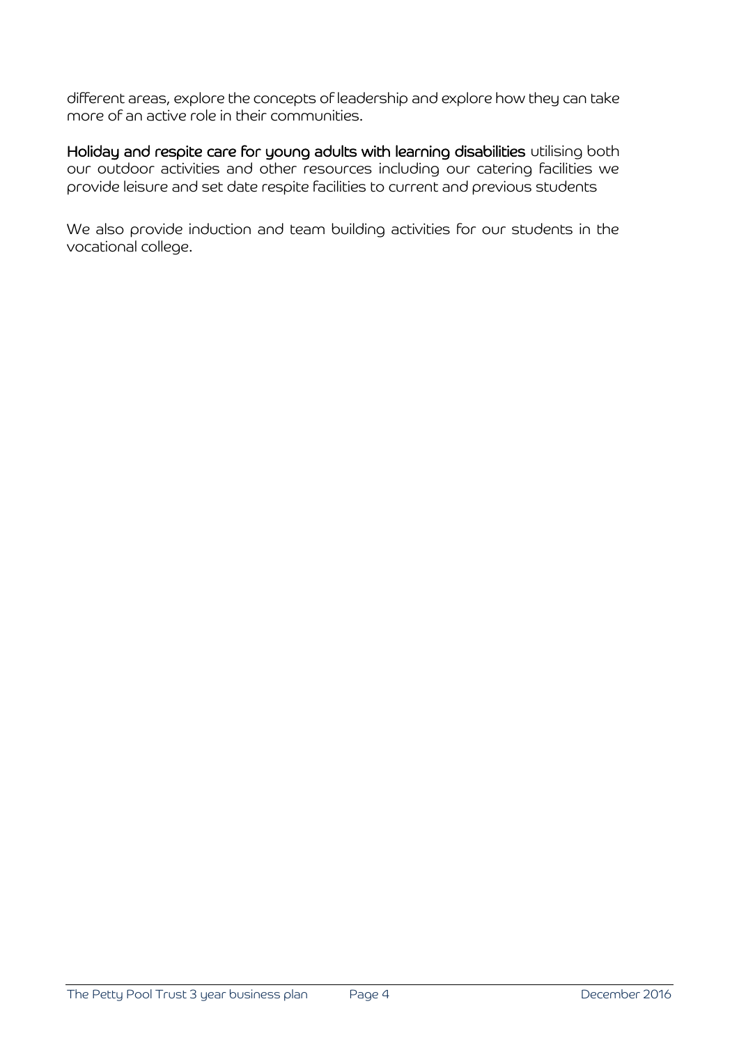different areas, explore the concepts of leadership and explore how they can take more of an active role in their communities.

**Holiday and respite care for young adults with learning disabilities** utilising both our outdoor activities and other resources including our catering facilities we provide leisure and set date respite facilities to current and previous students

We also provide induction and team building activities for our students in the vocational college.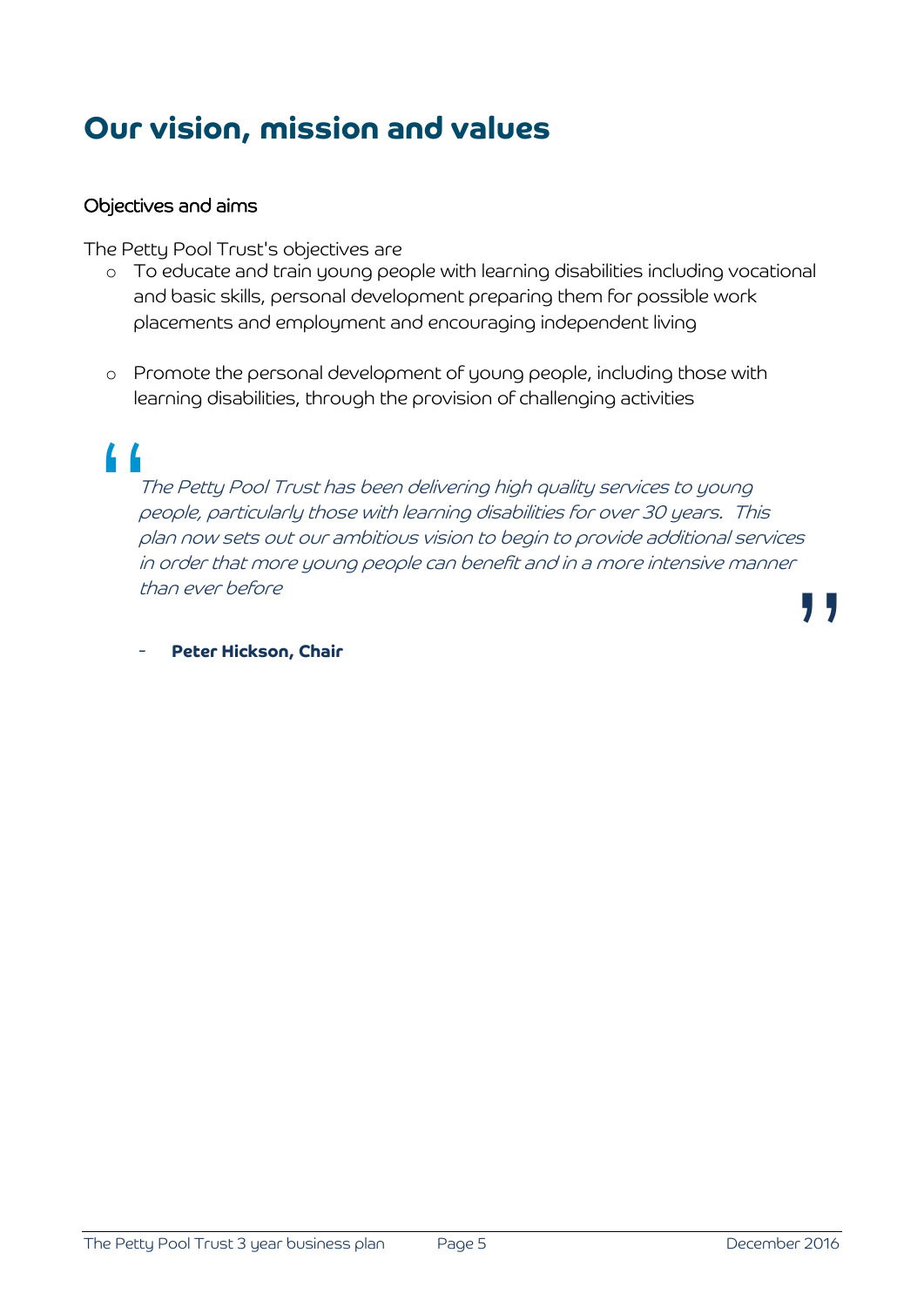# Our vision, mission and values

### Objectives and aims

The Petty Pool Trust's objectives are

- To educate and train young people with learning disabilities including vocational and basic skills, personal development preparing them for possible work placements and employment and encouraging independent living

- Promote the personal development of young people, including those with learning disabilities, through the provision of challenging activities

> *The Petty Pool Trust has been delivering high quality services to young people, particularly those with learning disabilities for over 30 years. This plan now sets out our ambitious vision to begin to provide additional services in order that more young people can benefit and in a more intensive manner than ever before*
>
> - **Peter Hickson, Chair**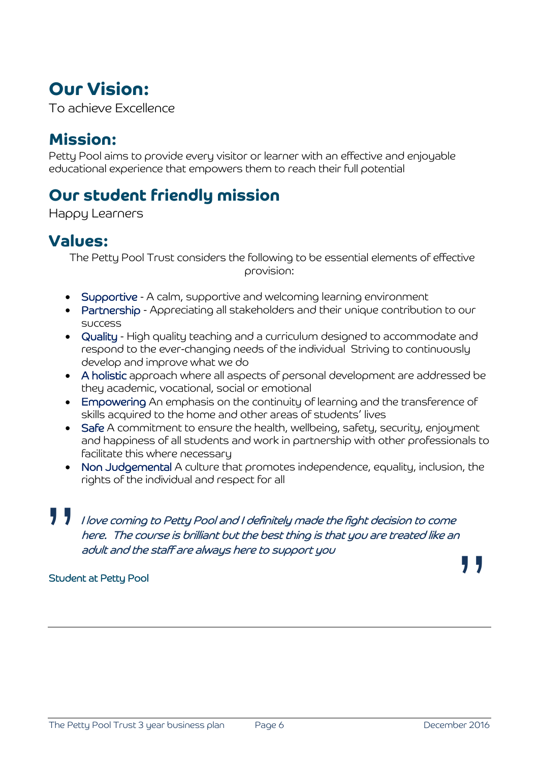## Our Vision:

To achieve Excellence

## Mission:

Petty Pool aims to provide every visitor or learner with an effective and enjoyable educational experience that empowers them to reach their full potential

## Our student friendly mission

Happy Learners

## Values:

The Petty Pool Trust considers the following to be essential elements of effective provision:

- Supportive - A calm, supportive and welcoming learning environment
- Partnership - Appreciating all stakeholders and their unique contribution to our success
- Quality - High quality teaching and a curriculum designed to accommodate and respond to the ever-changing needs of the individual  Striving to continuously develop and improve what we do
- A holistic approach where all aspects of personal development are addressed be they academic, vocational, social or emotional
- Empowering An emphasis on the continuity of learning and the transference of skills acquired to the home and other areas of students' lives
- Safe A commitment to ensure the health, wellbeing, safety, security, enjoyment and happiness of all students and work in partnership with other professionals to facilitate this where necessary
- Non Judgemental A culture that promotes independence, equality, inclusion, the rights of the individual and respect for all

> *I love coming to Petty Pool and I definitely made the fight decision to come here.  The course is brilliant but the best thing is that you are treated like an adult and the staff are always here to support you*

Student at Petty Pool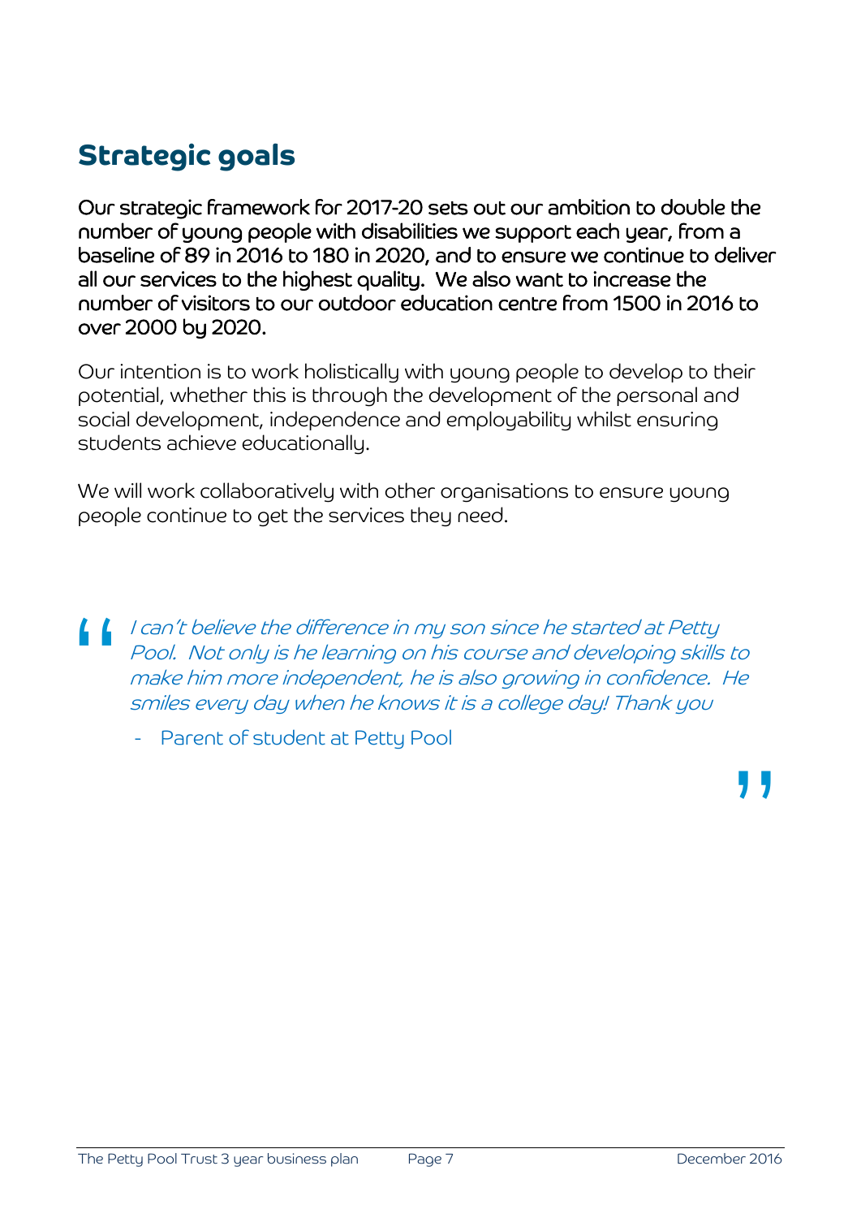## Strategic goals

**Our strategic framework for 2017-20 sets out our ambition to double the number of young people with disabilities we support each year, from a baseline of 89 in 2016 to 180 in 2020, and to ensure we continue to deliver all our services to the highest quality. We also want to increase the number of visitors to our outdoor education centre from 1500 in 2016 to over 2000 by 2020.**

Our intention is to work holistically with young people to develop to their potential, whether this is through the development of the personal and social development, independence and employability whilst ensuring students achieve educationally.

We will work collaboratively with other organisations to ensure young people continue to get the services they need.

> *I can't believe the difference in my son since he started at Petty Pool. Not only is he learning on his course and developing skills to make him more independent, he is also growing in confidence. He smiles every day when he knows it is a college day! Thank you*
>
> - Parent of student at Petty Pool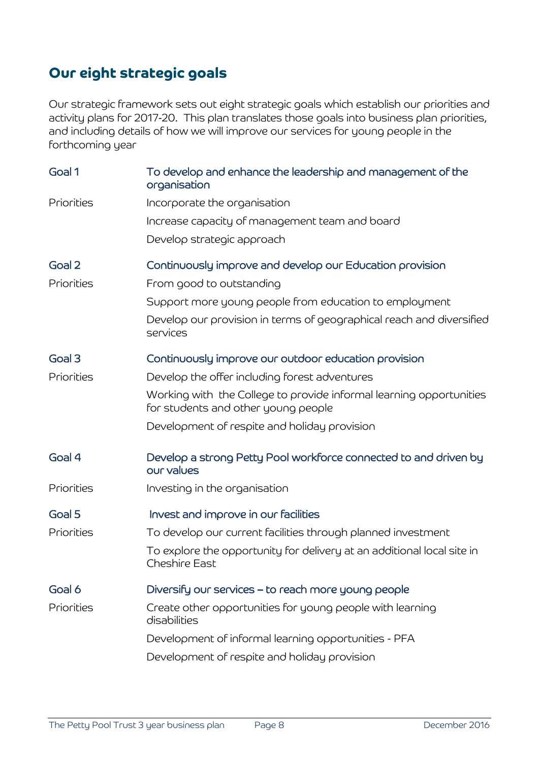## Our eight strategic goals

Our strategic framework sets out eight strategic goals which establish our priorities and activity plans for 2017-20. This plan translates those goals into business plan priorities, and including details of how we will improve our services for young people in the forthcoming year

| | |
|---|---|
| **Goal 1** | **To develop and enhance the leadership and management of the organisation** |
| Priorities | Incorporate the organisation |
| | Increase capacity of management team and board |
| | Develop strategic approach |
| **Goal 2** | **Continuously improve and develop our Education provision** |
| Priorities | From good to outstanding |
| | Support more young people from education to employment |
| | Develop our provision in terms of geographical reach and diversified services |
| **Goal 3** | **Continuously improve our outdoor education provision** |
| Priorities | Develop the offer including forest adventures |
| | Working with the College to provide informal learning opportunities for students and other young people |
| | Development of respite and holiday provision |
| **Goal 4** | **Develop a strong Petty Pool workforce connected to and driven by our values** |
| Priorities | Investing in the organisation |
| **Goal 5** | **Invest and improve in our facilities** |
| Priorities | To develop our current facilities through planned investment |
| | To explore the opportunity for delivery at an additional local site in Cheshire East |
| **Goal 6** | **Diversify our services – to reach more young people** |
| Priorities | Create other opportunities for young people with learning disabilities |
| | Development of informal learning opportunities - PFA |
| | Development of respite and holiday provision |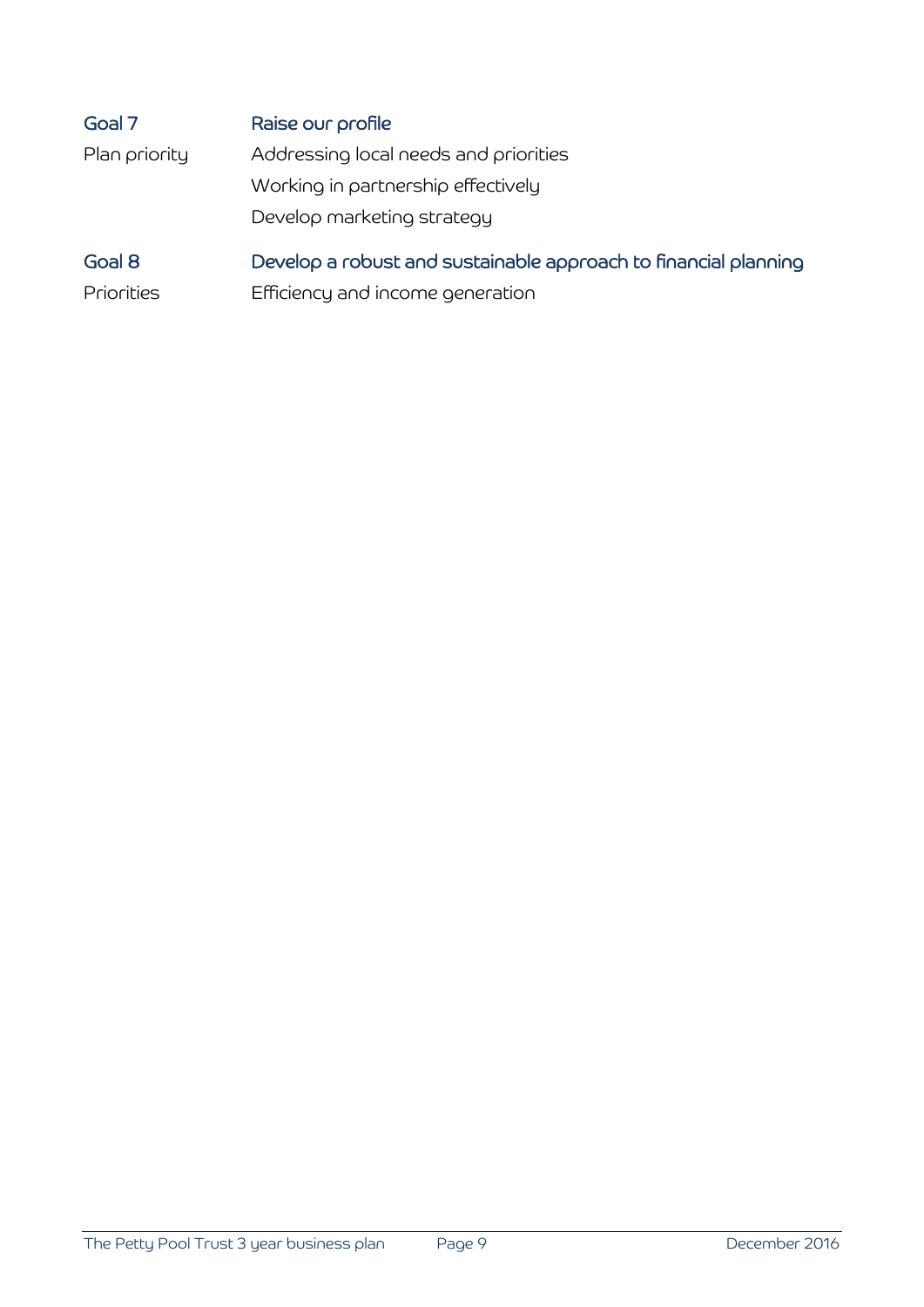| | |
|---|---|
| **Goal 7** | **Raise our profile** |
| Plan priority | Addressing local needs and priorities |
| | Working in partnership effectively |
| | Develop marketing strategy |
| **Goal 8** | **Develop a robust and sustainable approach to financial planning** |
| Priorities | Efficiency and income generation |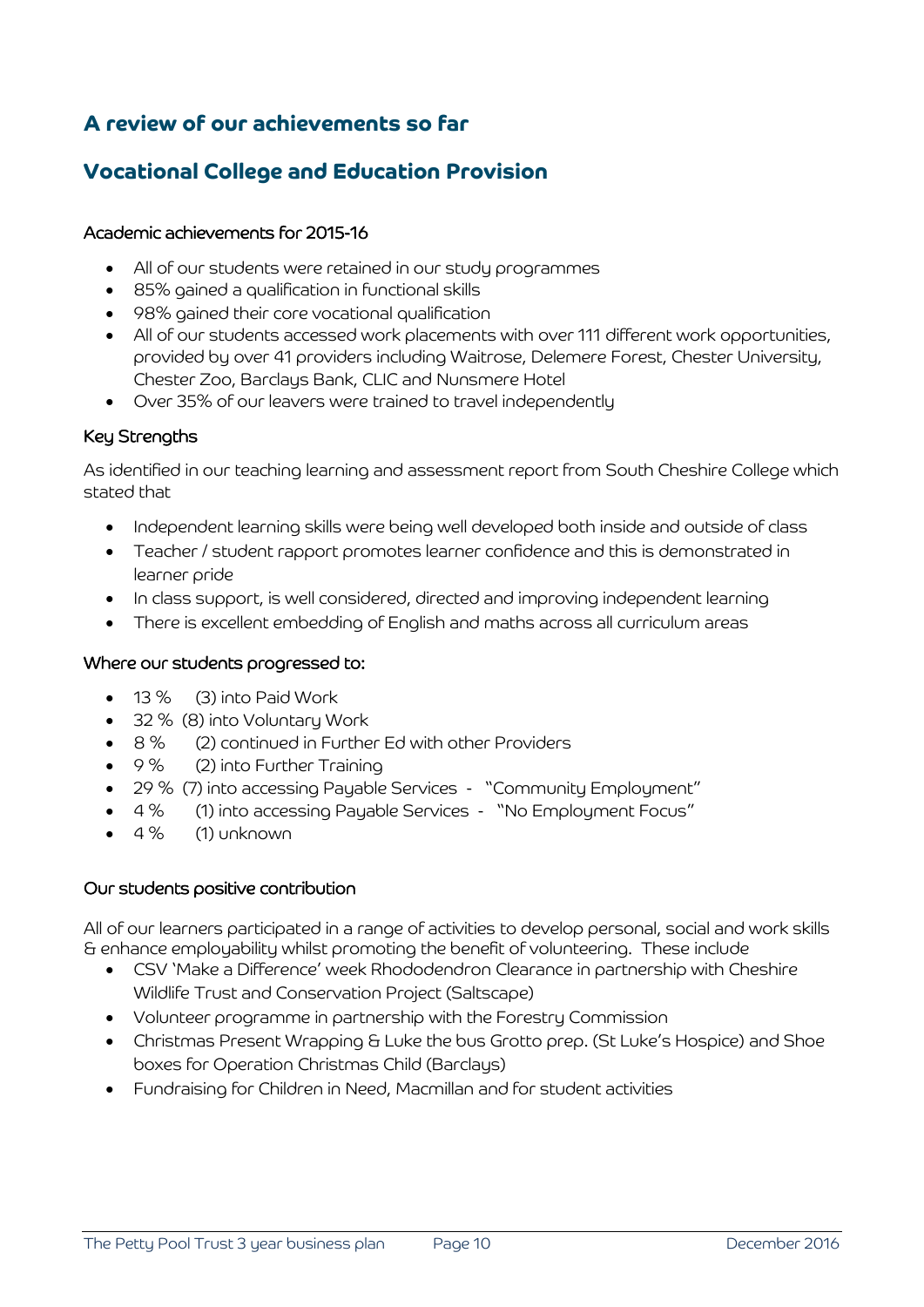## A review of our achievements so far

## Vocational College and Education Provision

### Academic achievements for 2015-16

- All of our students were retained in our study programmes
- 85% gained a qualification in functional skills
- 98% gained their core vocational qualification
- All of our students accessed work placements with over 111 different work opportunities, provided by over 41 providers including Waitrose, Delemere Forest, Chester University, Chester Zoo, Barclays Bank, CLIC and Nunsmere Hotel
- Over 35% of our leavers were trained to travel independently

### Key Strengths

As identified in our teaching learning and assessment report from South Cheshire College which stated that

- Independent learning skills were being well developed both inside and outside of class
- Teacher / student rapport promotes learner confidence and this is demonstrated in learner pride
- In class support, is well considered, directed and improving independent learning
- There is excellent embedding of English and maths across all curriculum areas

### Where our students progressed to:

- 13 % (3) into Paid Work
- 32 % (8) into Voluntary Work
- 8 % (2) continued in Further Ed with other Providers
- 9 % (2) into Further Training
- 29 % (7) into accessing Payable Services - "Community Employment"
- 4 % (1) into accessing Payable Services - "No Employment Focus"
- 4 % (1) unknown

### Our students positive contribution

All of our learners participated in a range of activities to develop personal, social and work skills & enhance employability whilst promoting the benefit of volunteering. These include

- CSV 'Make a Difference' week Rhododendron Clearance in partnership with Cheshire Wildlife Trust and Conservation Project (Saltscape)
- Volunteer programme in partnership with the Forestry Commission
- Christmas Present Wrapping & Luke the bus Grotto prep. (St Luke's Hospice) and Shoe boxes for Operation Christmas Child (Barclays)
- Fundraising for Children in Need, Macmillan and for student activities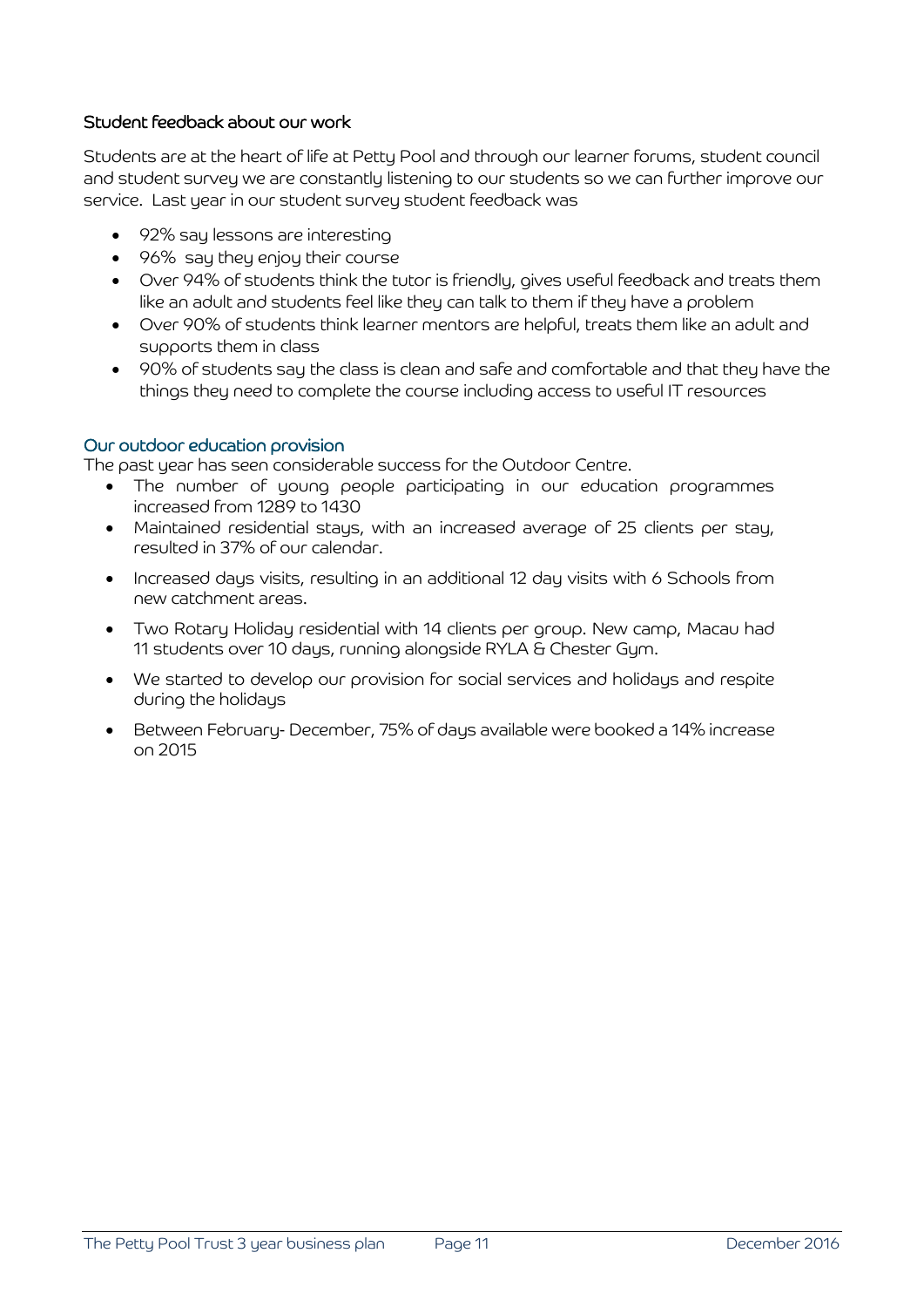### Student feedback about our work

Students are at the heart of life at Petty Pool and through our learner forums, student council and student survey we are constantly listening to our students so we can further improve our service. Last year in our student survey student feedback was

- 92% say lessons are interesting
- 96% say they enjoy their course
- Over 94% of students think the tutor is friendly, gives useful feedback and treats them like an adult and students feel like they can talk to them if they have a problem
- Over 90% of students think learner mentors are helpful, treats them like an adult and supports them in class
- 90% of students say the class is clean and safe and comfortable and that they have the things they need to complete the course including access to useful IT resources

### Our outdoor education provision

The past year has seen considerable success for the Outdoor Centre.

- The number of young people participating in our education programmes increased from 1289 to 1430
- Maintained residential stays, with an increased average of 25 clients per stay, resulted in 37% of our calendar.
- Increased days visits, resulting in an additional 12 day visits with 6 Schools from new catchment areas.
- Two Rotary Holiday residential with 14 clients per group. New camp, Macau had 11 students over 10 days, running alongside RYLA & Chester Gym.
- We started to develop our provision for social services and holidays and respite during the holidays
- Between February- December, 75% of days available were booked a 14% increase on 2015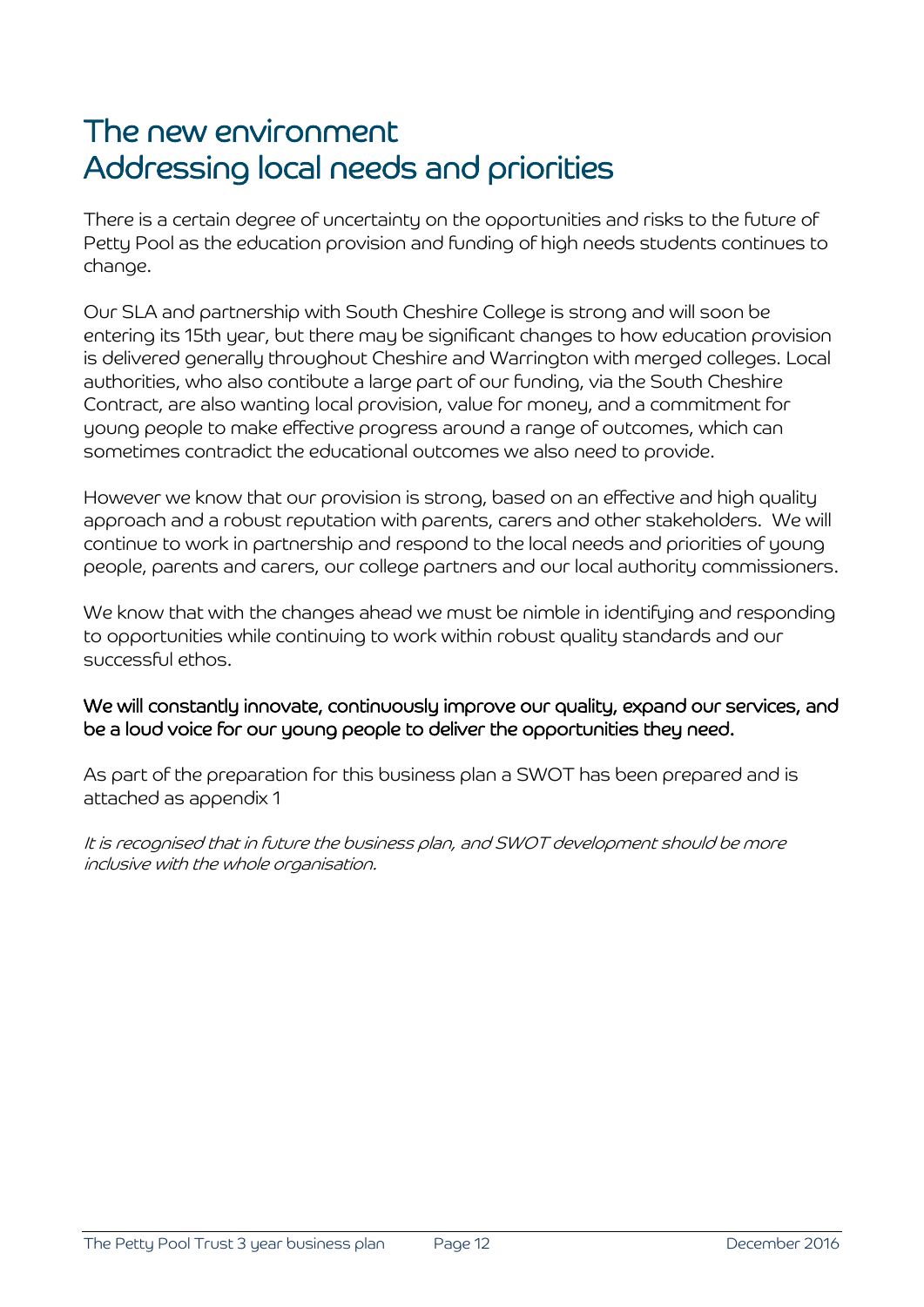# The new environment
# Addressing local needs and priorities

There is a certain degree of uncertainty on the opportunities and risks to the future of Petty Pool as the education provision and funding of high needs students continues to change.

Our SLA and partnership with South Cheshire College is strong and will soon be entering its 15th year, but there may be significant changes to how education provision is delivered generally throughout Cheshire and Warrington with merged colleges. Local authorities, who also contibute a large part of our funding, via the South Cheshire Contract, are also wanting local provision, value for money, and a commitment for young people to make effective progress around a range of outcomes, which can sometimes contradict the educational outcomes we also need to provide.

However we know that our provision is strong, based on an effective and high quality approach and a robust reputation with parents, carers and other stakeholders. We will continue to work in partnership and respond to the local needs and priorities of young people, parents and carers, our college partners and our local authority commissioners.

We know that with the changes ahead we must be nimble in identifying and responding to opportunities while continuing to work within robust quality standards and our successful ethos.

**We will constantly innovate, continuously improve our quality, expand our services, and be a loud voice for our young people to deliver the opportunities they need.**

As part of the preparation for this business plan a SWOT has been prepared and is attached as appendix 1

*It is recognised that in future the business plan, and SWOT development should be more inclusive with the whole organisation.*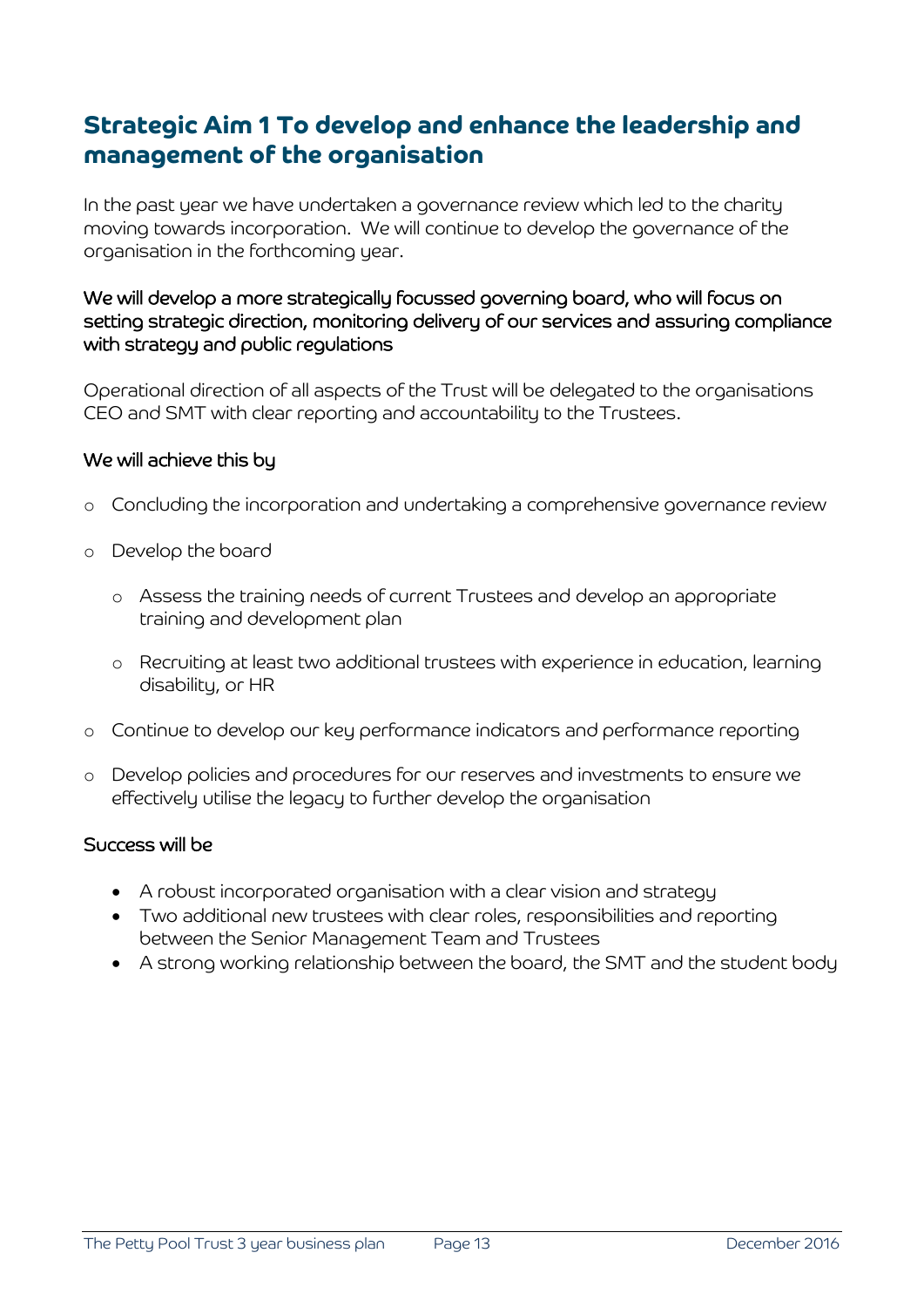## Strategic Aim 1 To develop and enhance the leadership and management of the organisation

In the past year we have undertaken a governance review which led to the charity moving towards incorporation. We will continue to develop the governance of the organisation in the forthcoming year.

We will develop a more strategically focussed governing board, who will focus on setting strategic direction, monitoring delivery of our services and assuring compliance with strategy and public regulations

Operational direction of all aspects of the Trust will be delegated to the organisations CEO and SMT with clear reporting and accountability to the Trustees.

We will achieve this by

- Concluding the incorporation and undertaking a comprehensive governance review
- Develop the board
  - Assess the training needs of current Trustees and develop an appropriate training and development plan
  - Recruiting at least two additional trustees with experience in education, learning disability, or HR
- Continue to develop our key performance indicators and performance reporting
- Develop policies and procedures for our reserves and investments to ensure we effectively utilise the legacy to further develop the organisation

Success will be

- A robust incorporated organisation with a clear vision and strategy
- Two additional new trustees with clear roles, responsibilities and reporting between the Senior Management Team and Trustees
- A strong working relationship between the board, the SMT and the student body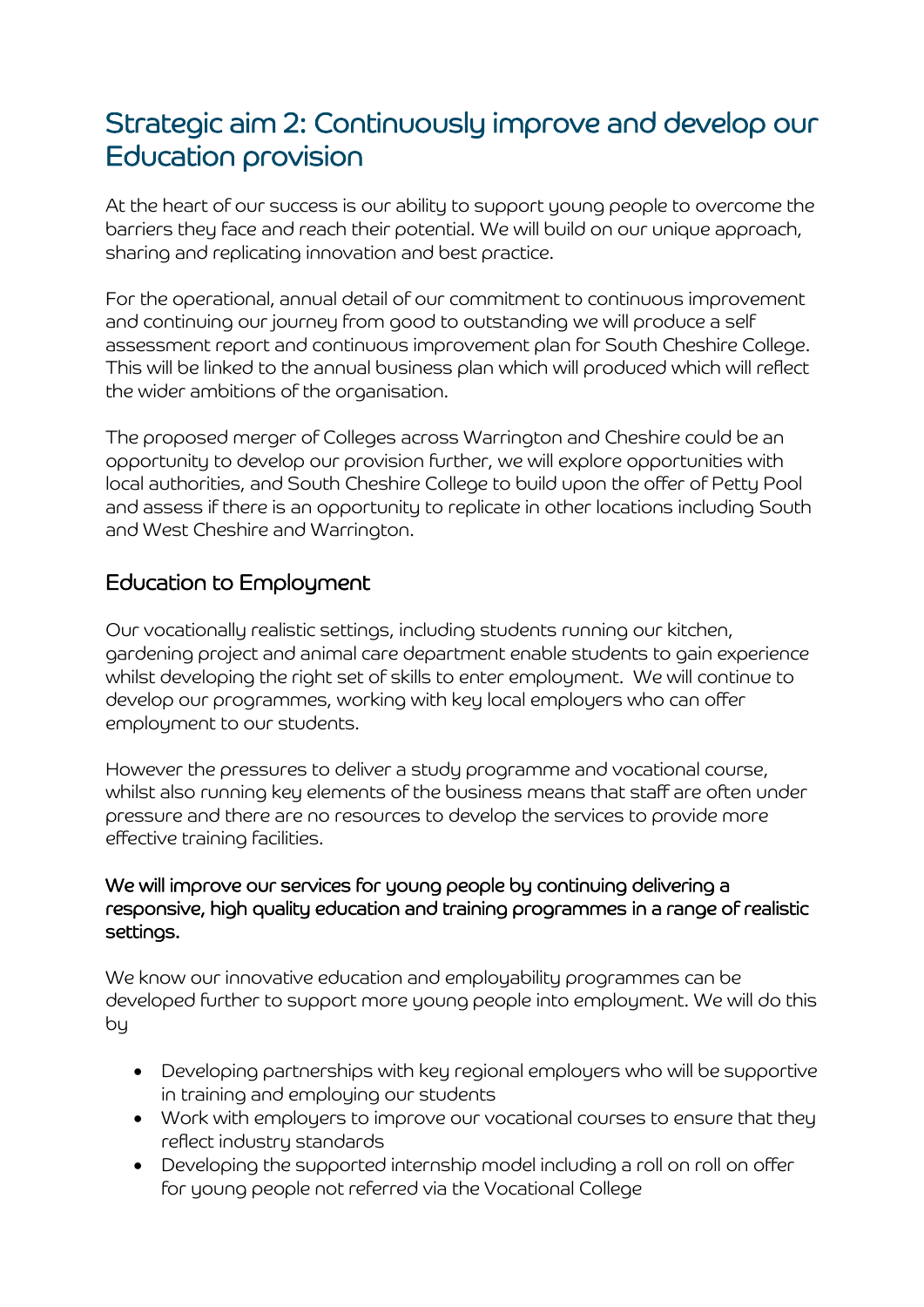# Strategic aim 2: Continuously improve and develop our Education provision

At the heart of our success is our ability to support young people to overcome the barriers they face and reach their potential. We will build on our unique approach, sharing and replicating innovation and best practice.

For the operational, annual detail of our commitment to continuous improvement and continuing our journey from good to outstanding we will produce a self assessment report and continuous improvement plan for South Cheshire College. This will be linked to the annual business plan which will produced which will reflect the wider ambitions of the organisation.

The proposed merger of Colleges across Warrington and Cheshire could be an opportunity to develop our provision further, we will explore opportunities with local authorities, and South Cheshire College to build upon the offer of Petty Pool and assess if there is an opportunity to replicate in other locations including South and West Cheshire and Warrington.

## Education to Employment

Our vocationally realistic settings, including students running our kitchen, gardening project and animal care department enable students to gain experience whilst developing the right set of skills to enter employment. We will continue to develop our programmes, working with key local employers who can offer employment to our students.

However the pressures to deliver a study programme and vocational course, whilst also running key elements of the business means that staff are often under pressure and there are no resources to develop the services to provide more effective training facilities.

**We will improve our services for young people by continuing delivering a responsive, high quality education and training programmes in a range of realistic settings.**

We know our innovative education and employability programmes can be developed further to support more young people into employment. We will do this by

- Developing partnerships with key regional employers who will be supportive in training and employing our students
- Work with employers to improve our vocational courses to ensure that they reflect industry standards
- Developing the supported internship model including a roll on roll on offer for young people not referred via the Vocational College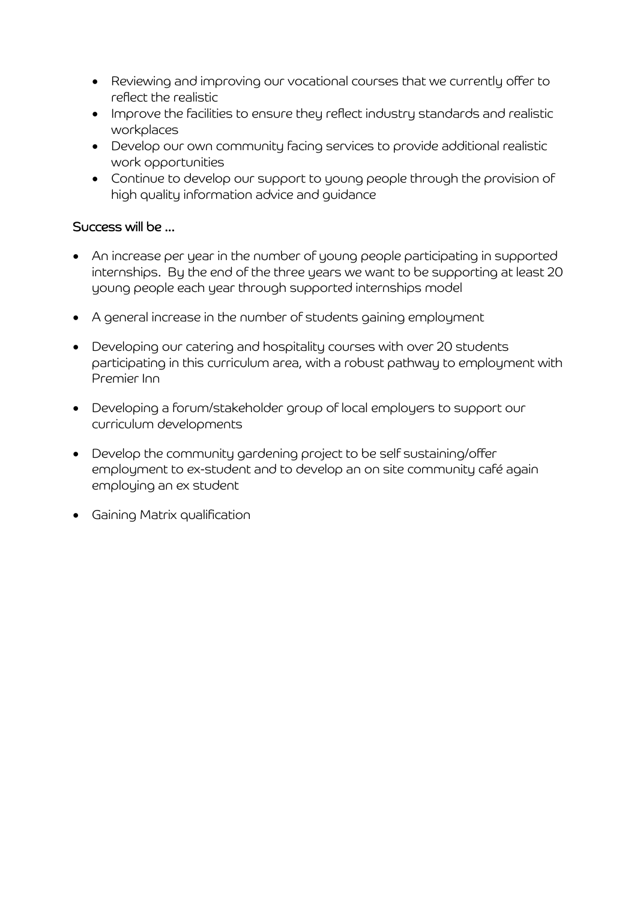- Reviewing and improving our vocational courses that we currently offer to reflect the realistic
- Improve the facilities to ensure they reflect industry standards and realistic workplaces
- Develop our own community facing services to provide additional realistic work opportunities
- Continue to develop our support to young people through the provision of high quality information advice and guidance

**Success will be …**

- An increase per year in the number of young people participating in supported internships. By the end of the three years we want to be supporting at least 20 young people each year through supported internships model

- A general increase in the number of students gaining employment

- Developing our catering and hospitality courses with over 20 students participating in this curriculum area, with a robust pathway to employment with Premier Inn

- Developing a forum/stakeholder group of local employers to support our curriculum developments

- Develop the community gardening project to be self sustaining/offer employment to ex-student and to develop an on site community café again employing an ex student

- Gaining Matrix qualification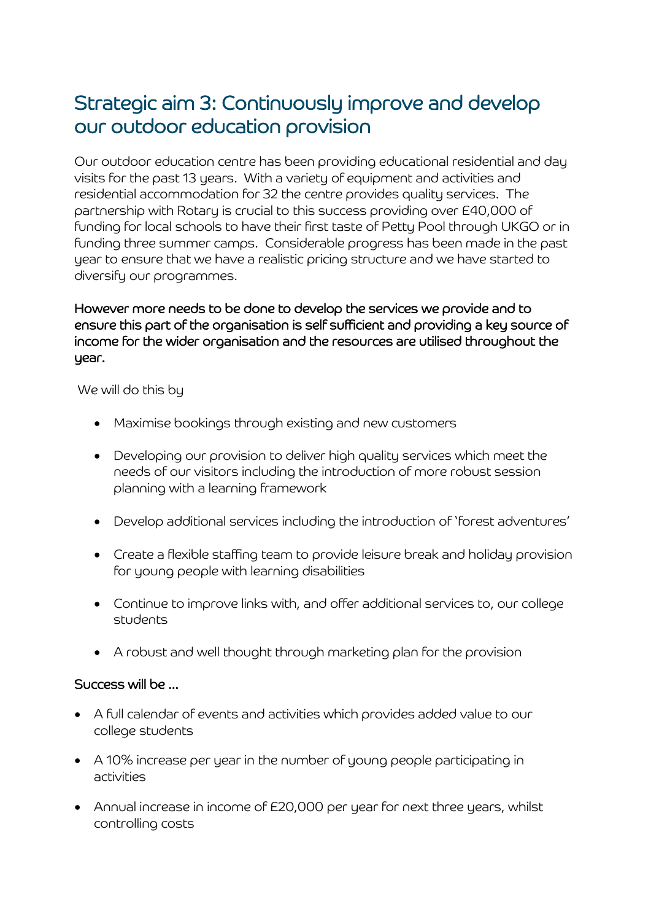## Strategic aim 3: Continuously improve and develop our outdoor education provision

Our outdoor education centre has been providing educational residential and day visits for the past 13 years. With a variety of equipment and activities and residential accommodation for 32 the centre provides quality services. The partnership with Rotary is crucial to this success providing over £40,000 of funding for local schools to have their first taste of Petty Pool through UKGO or in funding three summer camps. Considerable progress has been made in the past year to ensure that we have a realistic pricing structure and we have started to diversify our programmes.

**However more needs to be done to develop the services we provide and to ensure this part of the organisation is self sufficient and providing a key source of income for the wider organisation and the resources are utilised throughout the year.**

We will do this by

- Maximise bookings through existing and new customers
- Developing our provision to deliver high quality services which meet the needs of our visitors including the introduction of more robust session planning with a learning framework
- Develop additional services including the introduction of 'forest adventures'
- Create a flexible staffing team to provide leisure break and holiday provision for young people with learning disabilities
- Continue to improve links with, and offer additional services to, our college students
- A robust and well thought through marketing plan for the provision

**Success will be …**

- A full calendar of events and activities which provides added value to our college students
- A 10% increase per year in the number of young people participating in activities
- Annual increase in income of £20,000 per year for next three years, whilst controlling costs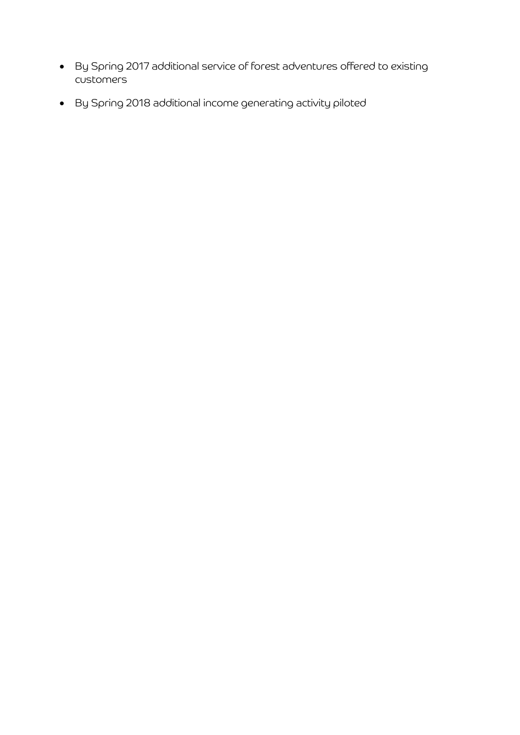- By Spring 2017 additional service of forest adventures offered to existing customers
- By Spring 2018 additional income generating activity piloted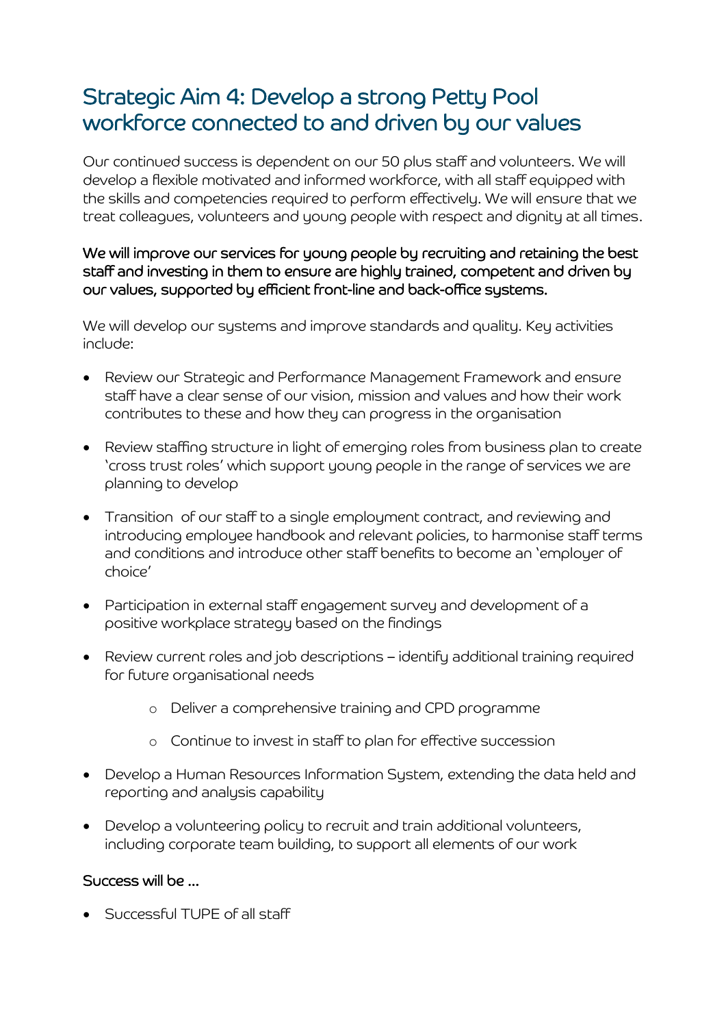## Strategic Aim 4: Develop a strong Petty Pool workforce connected to and driven by our values

Our continued success is dependent on our 50 plus staff and volunteers. We will develop a flexible motivated and informed workforce, with all staff equipped with the skills and competencies required to perform effectively. We will ensure that we treat colleagues, volunteers and young people with respect and dignity at all times.

**We will improve our services for young people by recruiting and retaining the best staff and investing in them to ensure are highly trained, competent and driven by our values, supported by efficient front-line and back-office systems.**

We will develop our systems and improve standards and quality. Key activities include:

- Review our Strategic and Performance Management Framework and ensure staff have a clear sense of our vision, mission and values and how their work contributes to these and how they can progress in the organisation
- Review staffing structure in light of emerging roles from business plan to create 'cross trust roles' which support young people in the range of services we are planning to develop
- Transition of our staff to a single employment contract, and reviewing and introducing employee handbook and relevant policies, to harmonise staff terms and conditions and introduce other staff benefits to become an 'employer of choice'
- Participation in external staff engagement survey and development of a positive workplace strategy based on the findings
- Review current roles and job descriptions – identify additional training required for future organisational needs
    - Deliver a comprehensive training and CPD programme
    - Continue to invest in staff to plan for effective succession
- Develop a Human Resources Information System, extending the data held and reporting and analysis capability
- Develop a volunteering policy to recruit and train additional volunteers, including corporate team building, to support all elements of our work

**Success will be …**

- Successful TUPE of all staff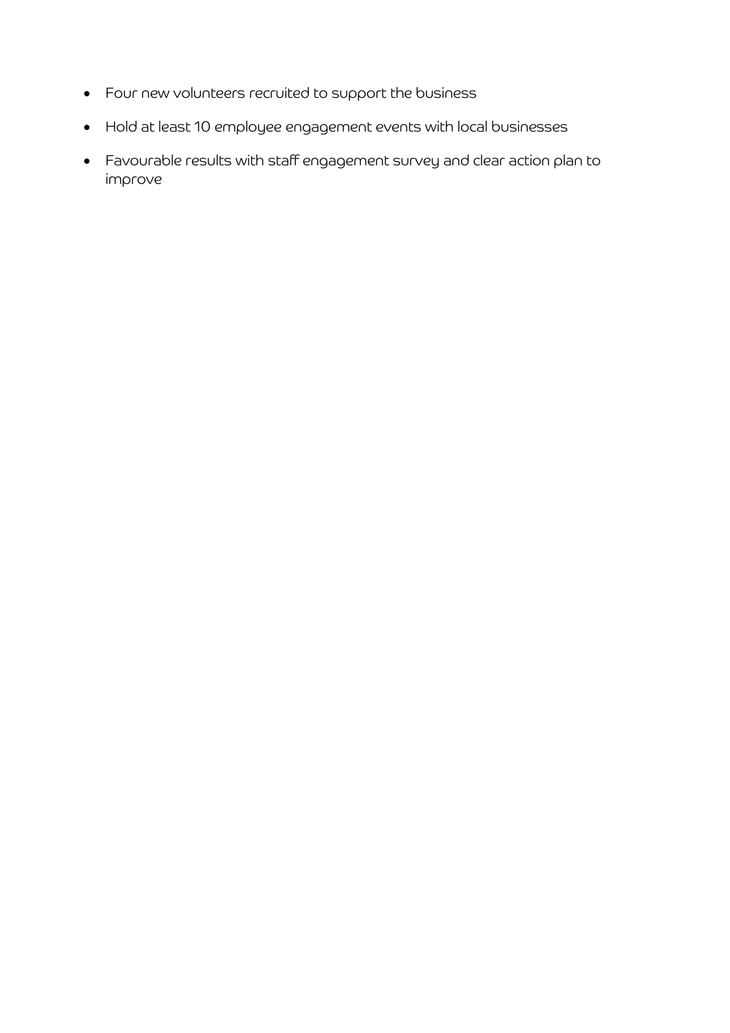- Four new volunteers recruited to support the business
- Hold at least 10 employee engagement events with local businesses
- Favourable results with staff engagement survey and clear action plan to improve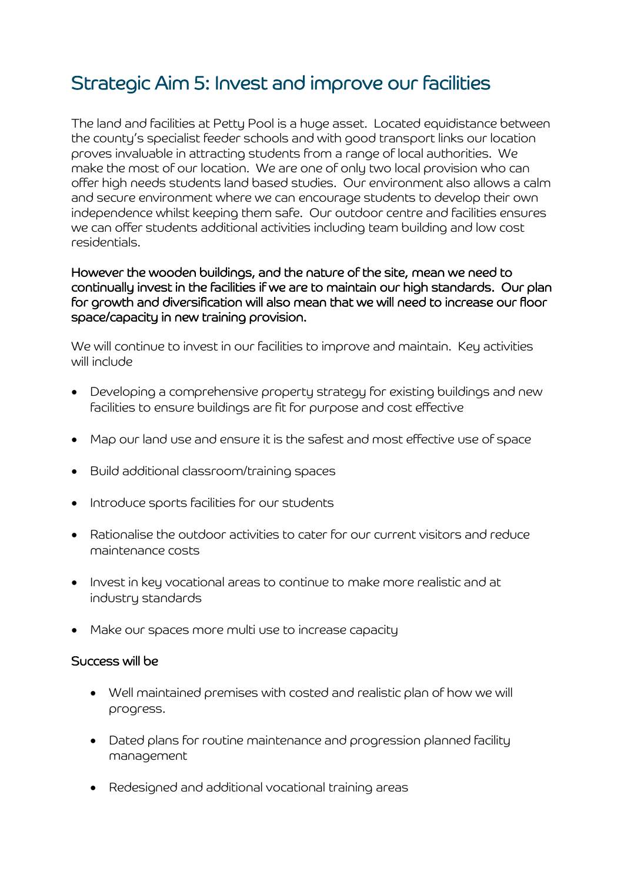## Strategic Aim 5: Invest and improve our facilities

The land and facilities at Petty Pool is a huge asset. Located equidistance between the county's specialist feeder schools and with good transport links our location proves invaluable in attracting students from a range of local authorities. We make the most of our location. We are one of only two local provision who can offer high needs students land based studies. Our environment also allows a calm and secure environment where we can encourage students to develop their own independence whilst keeping them safe. Our outdoor centre and facilities ensures we can offer students additional activities including team building and low cost residentials.

**However the wooden buildings, and the nature of the site, mean we need to continually invest in the facilities if we are to maintain our high standards. Our plan for growth and diversification will also mean that we will need to increase our floor space/capacity in new training provision.**

We will continue to invest in our facilities to improve and maintain. Key activities will include

- Developing a comprehensive property strategy for existing buildings and new facilities to ensure buildings are fit for purpose and cost effective
- Map our land use and ensure it is the safest and most effective use of space
- Build additional classroom/training spaces
- Introduce sports facilities for our students
- Rationalise the outdoor activities to cater for our current visitors and reduce maintenance costs
- Invest in key vocational areas to continue to make more realistic and at industry standards
- Make our spaces more multi use to increase capacity

**Success will be**

- Well maintained premises with costed and realistic plan of how we will progress.
- Dated plans for routine maintenance and progression planned facility management
- Redesigned and additional vocational training areas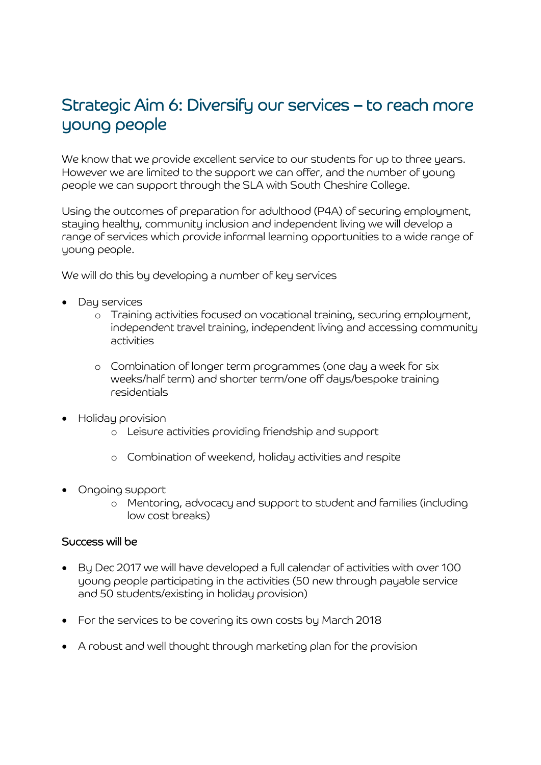## Strategic Aim 6: Diversify our services – to reach more young people

We know that we provide excellent service to our students for up to three years. However we are limited to the support we can offer, and the number of young people we can support through the SLA with South Cheshire College.

Using the outcomes of preparation for adulthood (P4A) of securing employment, staying healthy, community inclusion and independent living we will develop a range of services which provide informal learning opportunities to a wide range of young people.

We will do this by developing a number of key services

- Day services
  - Training activities focused on vocational training, securing employment, independent travel training, independent living and accessing community activities
  - Combination of longer term programmes (one day a week for six weeks/half term) and shorter term/one off days/bespoke training residentials
- Holiday provision
  - Leisure activities providing friendship and support
  - Combination of weekend, holiday activities and respite
- Ongoing support
  - Mentoring, advocacy and support to student and families (including low cost breaks)

### Success will be

- By Dec 2017 we will have developed a full calendar of activities with over 100 young people participating in the activities (50 new through payable service and 50 students/existing in holiday provision)
- For the services to be covering its own costs by March 2018
- A robust and well thought through marketing plan for the provision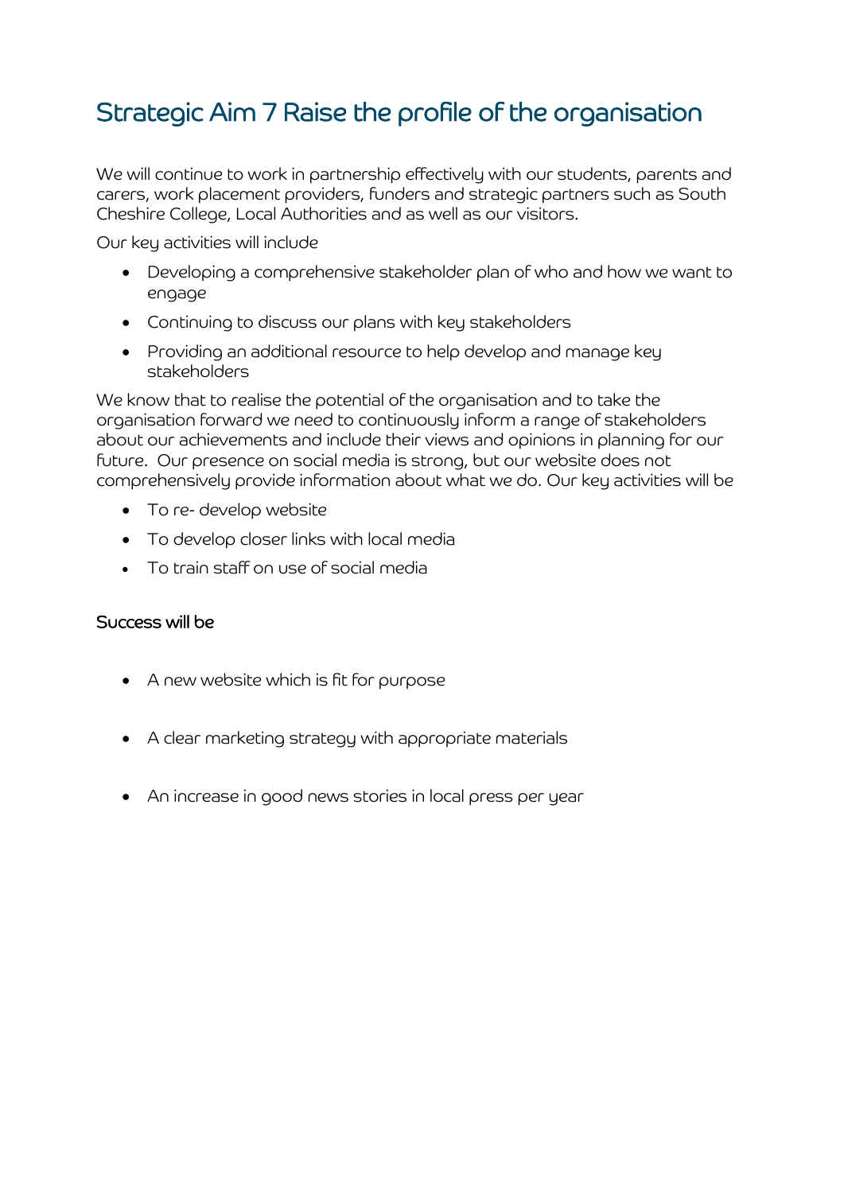## Strategic Aim 7 Raise the profile of the organisation

We will continue to work in partnership effectively with our students, parents and carers, work placement providers, funders and strategic partners such as South Cheshire College, Local Authorities and as well as our visitors.

Our key activities will include

- Developing a comprehensive stakeholder plan of who and how we want to engage
- Continuing to discuss our plans with key stakeholders
- Providing an additional resource to help develop and manage key stakeholders

We know that to realise the potential of the organisation and to take the organisation forward we need to continuously inform a range of stakeholders about our achievements and include their views and opinions in planning for our future. Our presence on social media is strong, but our website does not comprehensively provide information about what we do. Our key activities will be

- To re- develop website
- To develop closer links with local media
- To train staff on use of social media

### Success will be

- A new website which is fit for purpose
- A clear marketing strategy with appropriate materials
- An increase in good news stories in local press per year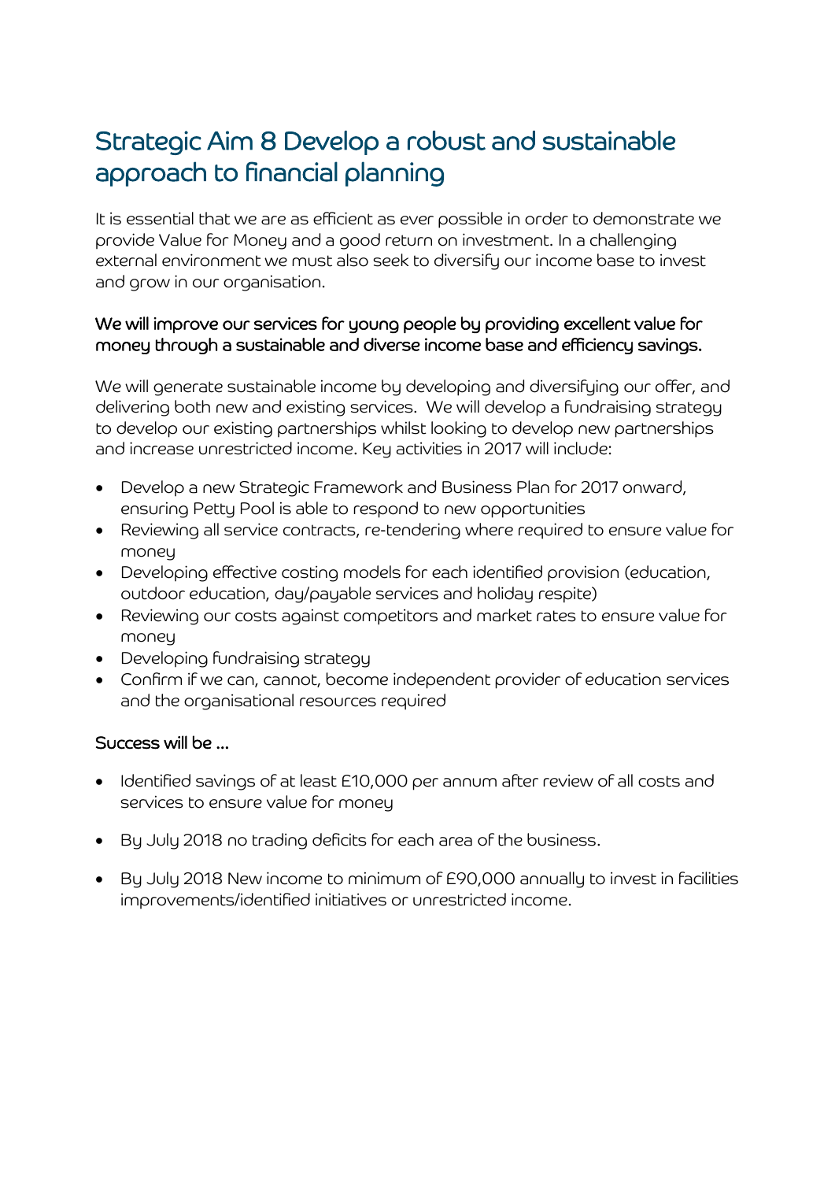## Strategic Aim 8 Develop a robust and sustainable approach to financial planning

It is essential that we are as efficient as ever possible in order to demonstrate we provide Value for Money and a good return on investment. In a challenging external environment we must also seek to diversify our income base to invest and grow in our organisation.

**We will improve our services for young people by providing excellent value for money through a sustainable and diverse income base and efficiency savings.**

We will generate sustainable income by developing and diversifying our offer, and delivering both new and existing services. We will develop a fundraising strategy to develop our existing partnerships whilst looking to develop new partnerships and increase unrestricted income. Key activities in 2017 will include:

- Develop a new Strategic Framework and Business Plan for 2017 onward, ensuring Petty Pool is able to respond to new opportunities
- Reviewing all service contracts, re-tendering where required to ensure value for money
- Developing effective costing models for each identified provision (education, outdoor education, day/payable services and holiday respite)
- Reviewing our costs against competitors and market rates to ensure value for money
- Developing fundraising strategy
- Confirm if we can, cannot, become independent provider of education services and the organisational resources required

**Success will be …**

- Identified savings of at least £10,000 per annum after review of all costs and services to ensure value for money
- By July 2018 no trading deficits for each area of the business.
- By July 2018 New income to minimum of £90,000 annually to invest in facilities improvements/identified initiatives or unrestricted income.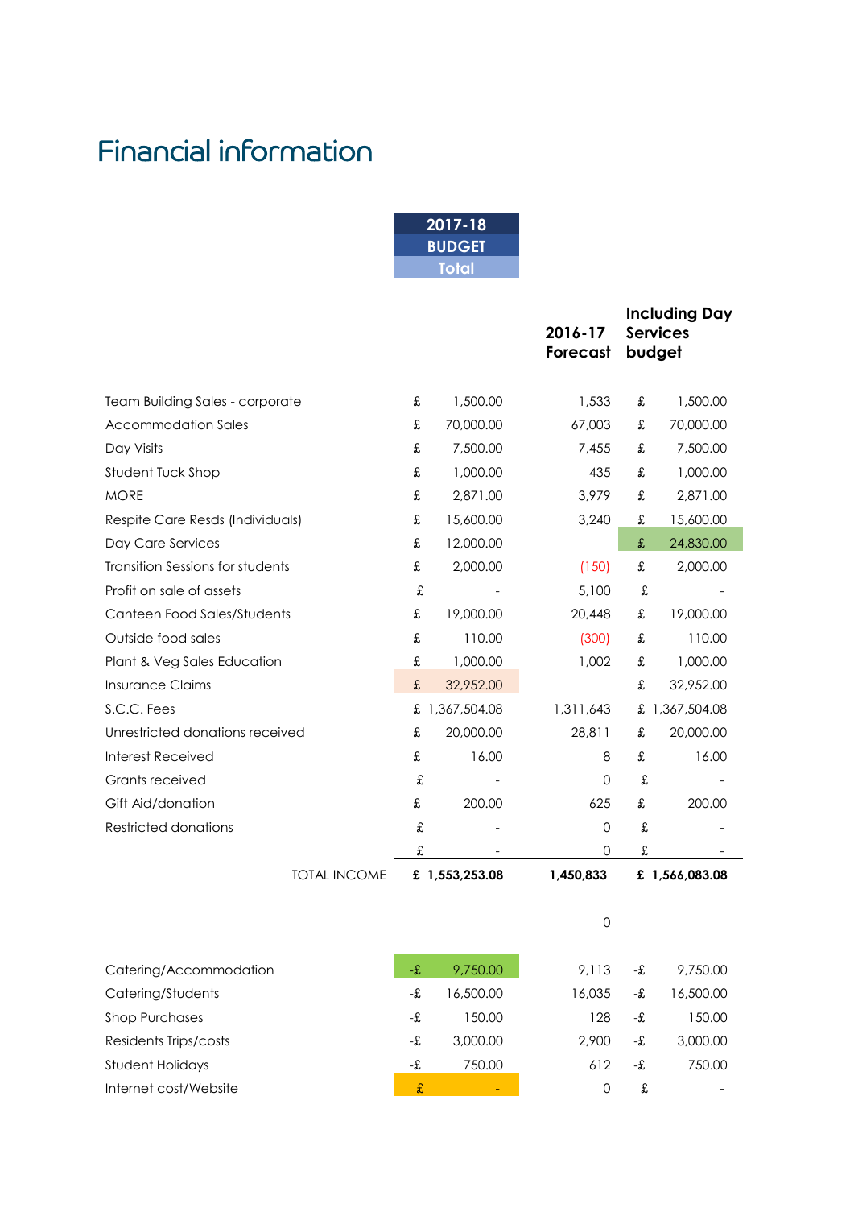# Financial information

| | 2017-18 BUDGET Total | 2016-17 Forecast | Including Day Services budget |
|---|---|---|---|
| Team Building Sales - corporate | £ 1,500.00 | 1,533 | £ 1,500.00 |
| Accommodation Sales | £ 70,000.00 | 67,003 | £ 70,000.00 |
| Day Visits | £ 7,500.00 | 7,455 | £ 7,500.00 |
| Student Tuck Shop | £ 1,000.00 | 435 | £ 1,000.00 |
| MORE | £ 2,871.00 | 3,979 | £ 2,871.00 |
| Respite Care Resds (Individuals) | £ 15,600.00 | 3,240 | £ 15,600.00 |
| Day Care Services | £ 12,000.00 | | £ 24,830.00 |
| Transition Sessions for students | £ 2,000.00 | (150) | £ 2,000.00 |
| Profit on sale of assets | £ - | 5,100 | £ - |
| Canteen Food Sales/Students | £ 19,000.00 | 20,448 | £ 19,000.00 |
| Outside food sales | £ 110.00 | (300) | £ 110.00 |
| Plant & Veg Sales Education | £ 1,000.00 | 1,002 | £ 1,000.00 |
| Insurance Claims | £ 32,952.00 | | £ 32,952.00 |
| S.C.C. Fees | £ 1,367,504.08 | 1,311,643 | £ 1,367,504.08 |
| Unrestricted donations received | £ 20,000.00 | 28,811 | £ 20,000.00 |
| Interest Received | £ 16.00 | 8 | £ 16.00 |
| Grants received | £ - | 0 | £ - |
| Gift Aid/donation | £ 200.00 | 625 | £ 200.00 |
| Restricted donations | £ - | 0 | £ - |
| | £ - | 0 | £ - |
| TOTAL INCOME | **£ 1,553,253.08** | **1,450,833** | **£ 1,566,083.08** |
| | | 0 | |
| Catering/Accommodation | -£ 9,750.00 | 9,113 | -£ 9,750.00 |
| Catering/Students | -£ 16,500.00 | 16,035 | -£ 16,500.00 |
| Shop Purchases | -£ 150.00 | 128 | -£ 150.00 |
| Residents Trips/costs | -£ 3,000.00 | 2,900 | -£ 3,000.00 |
| Student Holidays | -£ 750.00 | 612 | -£ 750.00 |
| Internet cost/Website | £ - | 0 | £ - |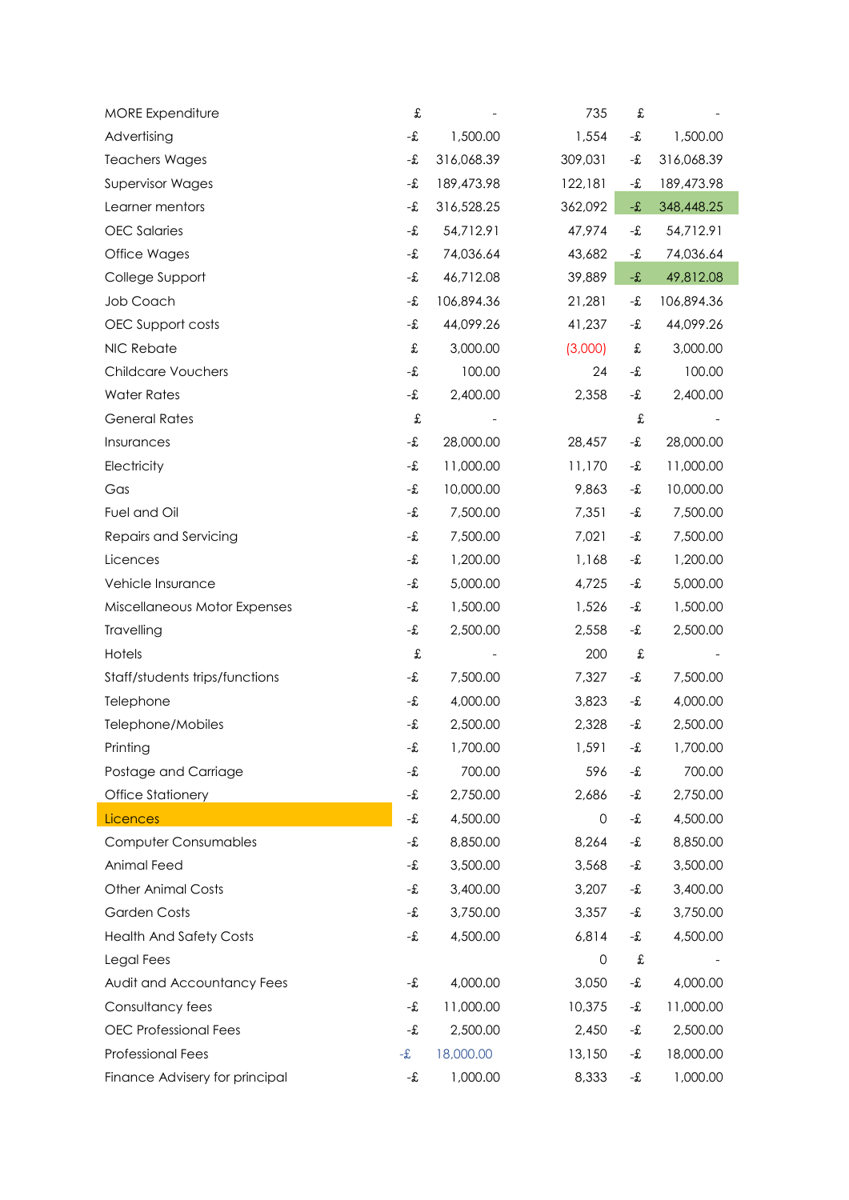| | | | |
|---|---|---|---|
| MORE Expenditure | £ - | 735 | £ - |
| Advertising | -£ 1,500.00 | 1,554 | -£ 1,500.00 |
| Teachers Wages | -£ 316,068.39 | 309,031 | -£ 316,068.39 |
| Supervisor Wages | -£ 189,473.98 | 122,181 | -£ 189,473.98 |
| Learner mentors | -£ 316,528.25 | 362,092 | -£ 348,448.25 |
| OEC Salaries | -£ 54,712.91 | 47,974 | -£ 54,712.91 |
| Office Wages | -£ 74,036.64 | 43,682 | -£ 74,036.64 |
| College Support | -£ 46,712.08 | 39,889 | -£ 49,812.08 |
| Job Coach | -£ 106,894.36 | 21,281 | -£ 106,894.36 |
| OEC Support costs | -£ 44,099.26 | 41,237 | -£ 44,099.26 |
| NIC Rebate | £ 3,000.00 | (3,000) | £ 3,000.00 |
| Childcare Vouchers | -£ 100.00 | 24 | -£ 100.00 |
| Water Rates | -£ 2,400.00 | 2,358 | -£ 2,400.00 |
| General Rates | £ - | | £ - |
| Insurances | -£ 28,000.00 | 28,457 | -£ 28,000.00 |
| Electricity | -£ 11,000.00 | 11,170 | -£ 11,000.00 |
| Gas | -£ 10,000.00 | 9,863 | -£ 10,000.00 |
| Fuel and Oil | -£ 7,500.00 | 7,351 | -£ 7,500.00 |
| Repairs and Servicing | -£ 7,500.00 | 7,021 | -£ 7,500.00 |
| Licences | -£ 1,200.00 | 1,168 | -£ 1,200.00 |
| Vehicle Insurance | -£ 5,000.00 | 4,725 | -£ 5,000.00 |
| Miscellaneous Motor Expenses | -£ 1,500.00 | 1,526 | -£ 1,500.00 |
| Travelling | -£ 2,500.00 | 2,558 | -£ 2,500.00 |
| Hotels | £ - | 200 | £ - |
| Staff/students trips/functions | -£ 7,500.00 | 7,327 | -£ 7,500.00 |
| Telephone | -£ 4,000.00 | 3,823 | -£ 4,000.00 |
| Telephone/Mobiles | -£ 2,500.00 | 2,328 | -£ 2,500.00 |
| Printing | -£ 1,700.00 | 1,591 | -£ 1,700.00 |
| Postage and Carriage | -£ 700.00 | 596 | -£ 700.00 |
| Office Stationery | -£ 2,750.00 | 2,686 | -£ 2,750.00 |
| Licences | -£ 4,500.00 | 0 | -£ 4,500.00 |
| Computer Consumables | -£ 8,850.00 | 8,264 | -£ 8,850.00 |
| Animal Feed | -£ 3,500.00 | 3,568 | -£ 3,500.00 |
| Other Animal Costs | -£ 3,400.00 | 3,207 | -£ 3,400.00 |
| Garden Costs | -£ 3,750.00 | 3,357 | -£ 3,750.00 |
| Health And Safety Costs | -£ 4,500.00 | 6,814 | -£ 4,500.00 |
| Legal Fees | | 0 | £ - |
| Audit and Accountancy Fees | -£ 4,000.00 | 3,050 | -£ 4,000.00 |
| Consultancy fees | -£ 11,000.00 | 10,375 | -£ 11,000.00 |
| OEC Professional Fees | -£ 2,500.00 | 2,450 | -£ 2,500.00 |
| Professional Fees | -£ 18,000.00 | 13,150 | -£ 18,000.00 |
| Finance Advisery for principal | -£ 1,000.00 | 8,333 | -£ 1,000.00 |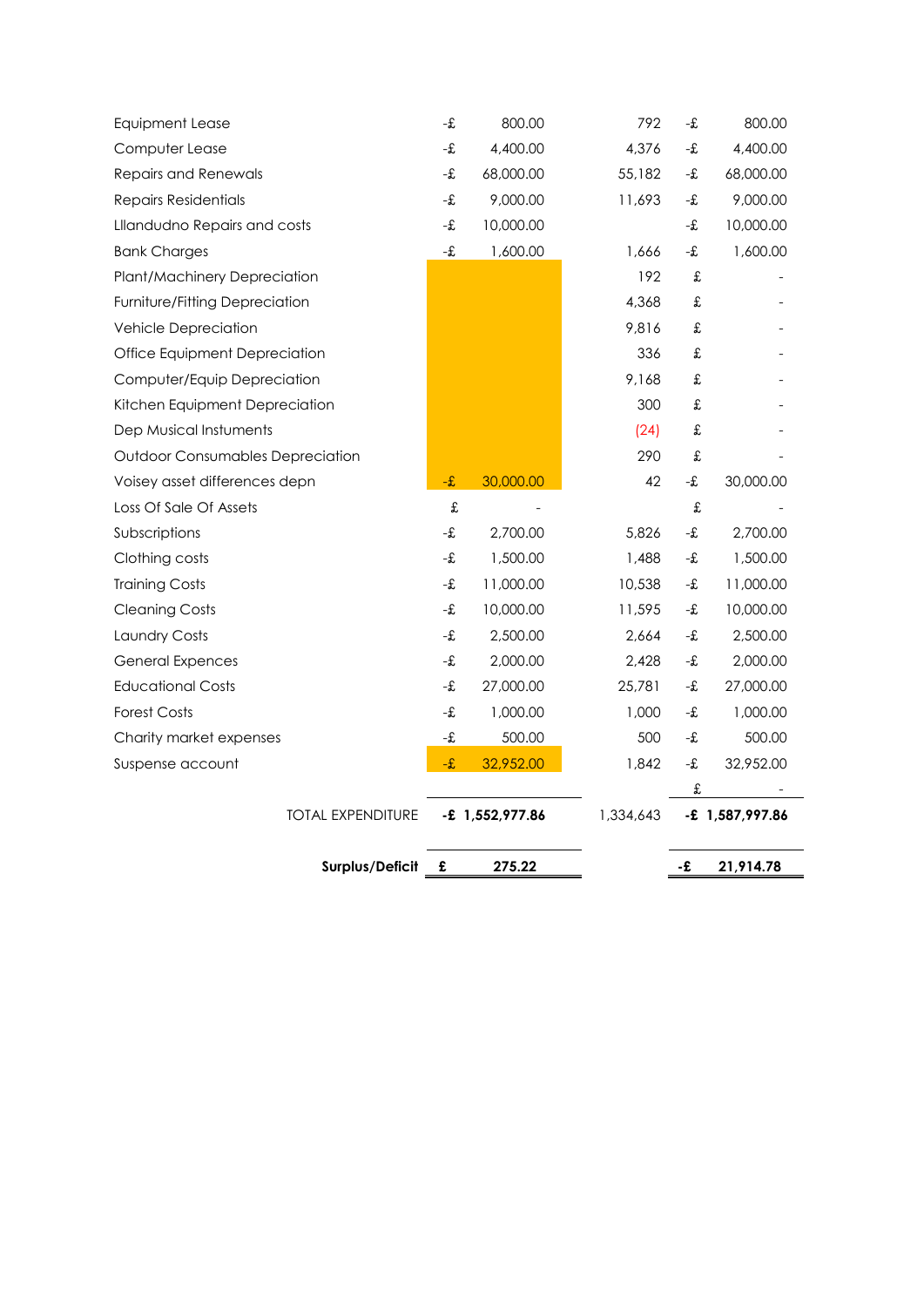| | | | |
|---|---|---|---|
| Equipment Lease | -£ 800.00 | 792 | -£ 800.00 |
| Computer Lease | -£ 4,400.00 | 4,376 | -£ 4,400.00 |
| Repairs and Renewals | -£ 68,000.00 | 55,182 | -£ 68,000.00 |
| Repairs Residentials | -£ 9,000.00 | 11,693 | -£ 9,000.00 |
| Lllandudno Repairs and costs | -£ 10,000.00 | | -£ 10,000.00 |
| Bank Charges | -£ 1,600.00 | 1,666 | -£ 1,600.00 |
| Plant/Machinery Depreciation | | 192 | £ - |
| Furniture/Fitting Depreciation | | 4,368 | £ - |
| Vehicle Depreciation | | 9,816 | £ - |
| Office Equipment Depreciation | | 336 | £ - |
| Computer/Equip Depreciation | | 9,168 | £ - |
| Kitchen Equipment Depreciation | | 300 | £ - |
| Dep Musical Instuments | | (24) | £ - |
| Outdoor Consumables Depreciation | | 290 | £ - |
| Voisey asset differences depn | -£ 30,000.00 | 42 | -£ 30,000.00 |
| Loss Of Sale Of Assets | £ - | | £ - |
| Subscriptions | -£ 2,700.00 | 5,826 | -£ 2,700.00 |
| Clothing costs | -£ 1,500.00 | 1,488 | -£ 1,500.00 |
| Training Costs | -£ 11,000.00 | 10,538 | -£ 11,000.00 |
| Cleaning Costs | -£ 10,000.00 | 11,595 | -£ 10,000.00 |
| Laundry Costs | -£ 2,500.00 | 2,664 | -£ 2,500.00 |
| General Expences | -£ 2,000.00 | 2,428 | -£ 2,000.00 |
| Educational Costs | -£ 27,000.00 | 25,781 | -£ 27,000.00 |
| Forest Costs | -£ 1,000.00 | 1,000 | -£ 1,000.00 |
| Charity market expenses | -£ 500.00 | 500 | -£ 500.00 |
| Suspense account | -£ 32,952.00 | 1,842 | -£ 32,952.00 |
| | | | £ - |
| TOTAL EXPENDITURE | **-£ 1,552,977.86** | 1,334,643 | **-£ 1,587,997.86** |
| **Surplus/Deficit** | **£ 275.22** | | **-£ 21,914.78** |